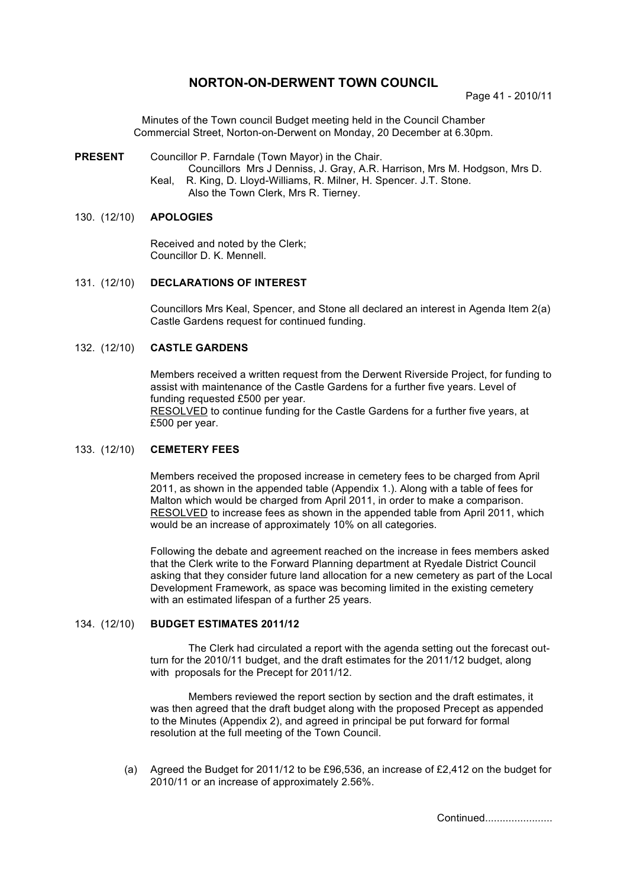# NORTON-ON-DERWENT TOWN COUNCIL

Page 41 - 2010/11

Minutes of the Town council Budget meeting held in the Council Chamber Commercial Street, Norton-on-Derwent on Monday, 20 December at 6.30pm.

**PRESENT** Councillor P. Farndale (Town Mayor) in the Chair.
Councillors Mrs J Denniss, J. Gray, A.R. Harrison, Mrs M. Hodgson, Mrs D. Keal, R. King, D. Lloyd-Williams, R. Milner, H. Spencer. J.T. Stone.
Also the Town Clerk, Mrs R. Tierney.

130. (12/10) **APOLOGIES**

Received and noted by the Clerk;
Councillor D. K. Mennell.

131. (12/10) **DECLARATIONS OF INTEREST**

Councillors Mrs Keal, Spencer, and Stone all declared an interest in Agenda Item 2(a) Castle Gardens request for continued funding.

132. (12/10) **CASTLE GARDENS**

Members received a written request from the Derwent Riverside Project, for funding to assist with maintenance of the Castle Gardens for a further five years. Level of funding requested £500 per year.
RESOLVED to continue funding for the Castle Gardens for a further five years, at £500 per year.

133. (12/10) **CEMETERY FEES**

Members received the proposed increase in cemetery fees to be charged from April 2011, as shown in the appended table (Appendix 1.). Along with a table of fees for Malton which would be charged from April 2011, in order to make a comparison.
RESOLVED to increase fees as shown in the appended table from April 2011, which would be an increase of approximately 10% on all categories.

Following the debate and agreement reached on the increase in fees members asked that the Clerk write to the Forward Planning department at Ryedale District Council asking that they consider future land allocation for a new cemetery as part of the Local Development Framework, as space was becoming limited in the existing cemetery with an estimated lifespan of a further 25 years.

134. (12/10) **BUDGET ESTIMATES 2011/12**

The Clerk had circulated a report with the agenda setting out the forecast out-turn for the 2010/11 budget, and the draft estimates for the 2011/12 budget, along with proposals for the Precept for 2011/12.

Members reviewed the report section by section and the draft estimates, it was then agreed that the draft budget along with the proposed Precept as appended to the Minutes (Appendix 2), and agreed in principal be put forward for formal resolution at the full meeting of the Town Council.

(a) Agreed the Budget for 2011/12 to be £96,536, an increase of £2,412 on the budget for 2010/11 or an increase of approximately 2.56%.

Continued......................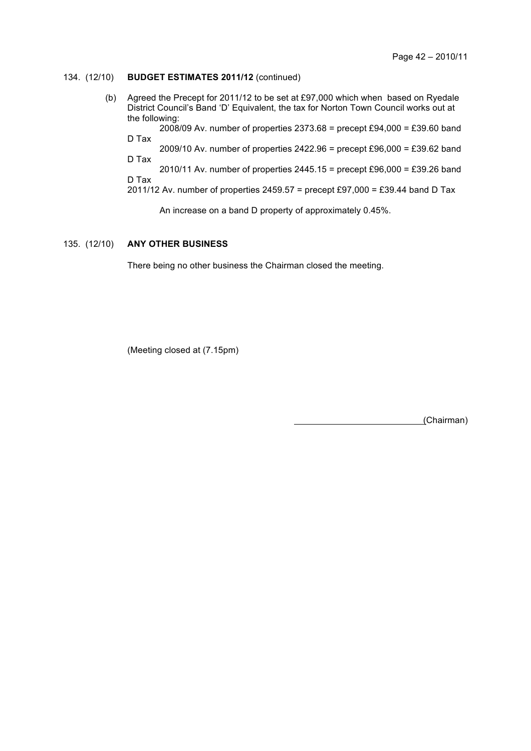134. (12/10) **BUDGET ESTIMATES 2011/12** (continued)

(b) Agreed the Precept for 2011/12 to be set at £97,000 which when based on Ryedale District Council's Band 'D' Equivalent, the tax for Norton Town Council works out at the following:

2008/09 Av. number of properties 2373.68 = precept £94,000 = £39.60 band D Tax

2009/10 Av. number of properties 2422.96 = precept £96,000 = £39.62 band D Tax

2010/11 Av. number of properties 2445.15 = precept £96,000 = £39.26 band D Tax

2011/12 Av. number of properties 2459.57 = precept £97,000 = £39.44 band D Tax

An increase on a band D property of approximately 0.45%.

135. (12/10) **ANY OTHER BUSINESS**

There being no other business the Chairman closed the meeting.

(Meeting closed at (7.15pm)

\_\_\_\_\_\_\_\_\_\_\_\_\_\_\_\_\_\_\_\_\_\_\_\_\_\_(Chairman)